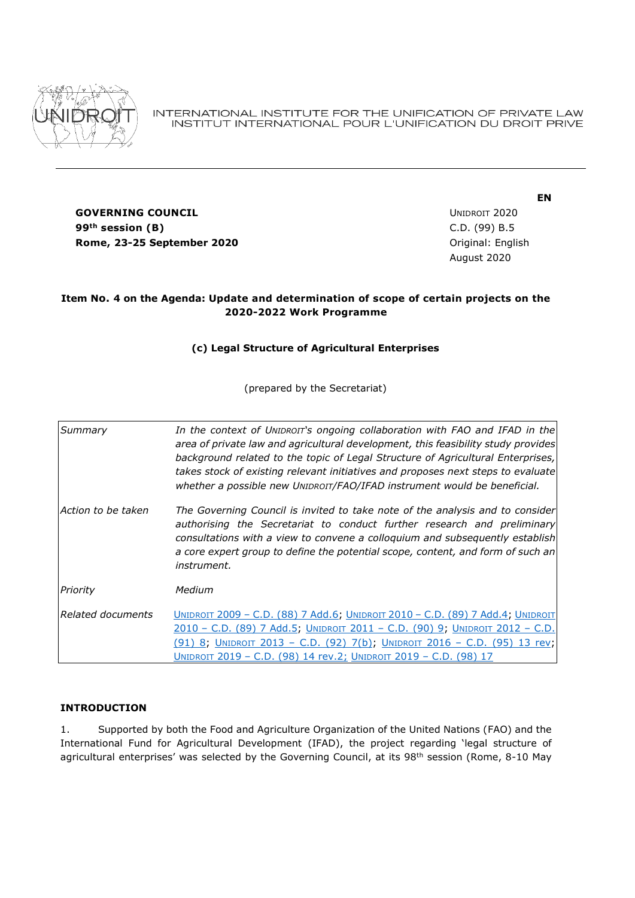INTERNATIONAL INSTITUTE FOR THE UNIFICATION OF PRIVATE LAW
INSTITUT INTERNATIONAL POUR L'UNIFICATION DU DROIT PRIVE

EN

**GOVERNING COUNCIL**
**99th session (B)**
**Rome, 23-25 September 2020**

UNIDROIT 2020
C.D. (99) B.5
Original: English
August 2020

**Item No. 4 on the Agenda: Update and determination of scope of certain projects on the 2020-2022 Work Programme**

**(c) Legal Structure of Agricultural Enterprises**

(prepared by the Secretariat)

| | |
|---|---|
| *Summary* | *In the context of UNIDROIT's ongoing collaboration with FAO and IFAD in the area of private law and agricultural development, this feasibility study provides background related to the topic of Legal Structure of Agricultural Enterprises, takes stock of existing relevant initiatives and proposes next steps to evaluate whether a possible new UNIDROIT/FAO/IFAD instrument would be beneficial.* |
| *Action to be taken* | *The Governing Council is invited to take note of the analysis and to consider authorising the Secretariat to conduct further research and preliminary consultations with a view to convene a colloquium and subsequently establish a core expert group to define the potential scope, content, and form of such an instrument.* |
| *Priority* | *Medium* |
| *Related documents* | UNIDROIT 2009 – C.D. (88) 7 Add.6; UNIDROIT 2010 – C.D. (89) 7 Add.4; UNIDROIT 2010 – C.D. (89) 7 Add.5; UNIDROIT 2011 – C.D. (90) 9; UNIDROIT 2012 – C.D. (91) 8; UNIDROIT 2013 – C.D. (92) 7(b); UNIDROIT 2016 – C.D. (95) 13 rev; UNIDROIT 2019 – C.D. (98) 14 rev.2; UNIDROIT 2019 – C.D. (98) 17 |

**INTRODUCTION**

1. Supported by both the Food and Agriculture Organization of the United Nations (FAO) and the International Fund for Agricultural Development (IFAD), the project regarding 'legal structure of agricultural enterprises' was selected by the Governing Council, at its 98th session (Rome, 8-10 May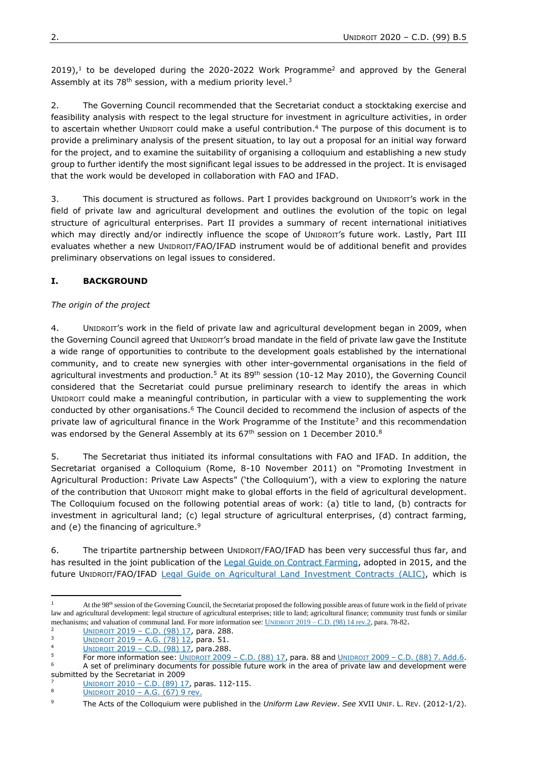2019),[1] to be developed during the 2020-2022 Work Programme[2] and approved by the General Assembly at its 78th session, with a medium priority level.[3]

2. The Governing Council recommended that the Secretariat conduct a stocktaking exercise and feasibility analysis with respect to the legal structure for investment in agriculture activities, in order to ascertain whether UNIDROIT could make a useful contribution.[4] The purpose of this document is to provide a preliminary analysis of the present situation, to lay out a proposal for an initial way forward for the project, and to examine the suitability of organising a colloquium and establishing a new study group to further identify the most significant legal issues to be addressed in the project. It is envisaged that the work would be developed in collaboration with FAO and IFAD.

3. This document is structured as follows. Part I provides background on UNIDROIT's work in the field of private law and agricultural development and outlines the evolution of the topic on legal structure of agricultural enterprises. Part II provides a summary of recent international initiatives which may directly and/or indirectly influence the scope of UNIDROIT's future work. Lastly, Part III evaluates whether a new UNIDROIT/FAO/IFAD instrument would be of additional benefit and provides preliminary observations on legal issues to considered.

## I. BACKGROUND

*The origin of the project*

4. UNIDROIT's work in the field of private law and agricultural development began in 2009, when the Governing Council agreed that UNIDROIT's broad mandate in the field of private law gave the Institute a wide range of opportunities to contribute to the development goals established by the international community, and to create new synergies with other inter-governmental organisations in the field of agricultural investments and production.[5] At its 89th session (10-12 May 2010), the Governing Council considered that the Secretariat could pursue preliminary research to identify the areas in which UNIDROIT could make a meaningful contribution, in particular with a view to supplementing the work conducted by other organisations.[6] The Council decided to recommend the inclusion of aspects of the private law of agricultural finance in the Work Programme of the Institute[7] and this recommendation was endorsed by the General Assembly at its 67th session on 1 December 2010.[8]

5. The Secretariat thus initiated its informal consultations with FAO and IFAD. In addition, the Secretariat organised a Colloquium (Rome, 8-10 November 2011) on "Promoting Investment in Agricultural Production: Private Law Aspects" ('the Colloquium'), with a view to exploring the nature of the contribution that UNIDROIT might make to global efforts in the field of agricultural development. The Colloquium focused on the following potential areas of work: (a) title to land, (b) contracts for investment in agricultural land; (c) legal structure of agricultural enterprises, (d) contract farming, and (e) the financing of agriculture.[9]

6. The tripartite partnership between UNIDROIT/FAO/IFAD has been very successful thus far, and has resulted in the joint publication of the Legal Guide on Contract Farming, adopted in 2015, and the future UNIDROIT/FAO/IFAD Legal Guide on Agricultural Land Investment Contracts (ALIC), which is

---

[1] At the 98th session of the Governing Council, the Secretariat proposed the following possible areas of future work in the field of private law and agricultural development: legal structure of agricultural enterprises; title to land; agricultural finance; community trust funds or similar mechanisms; and valuation of communal land. For more information see: UNIDROIT 2019 – C.D. (98) 14 rev.2, para. 78-82.

[2] UNIDROIT 2019 – C.D. (98) 17, para. 288.

[3] UNIDROIT 2019 – A.G. (78) 12, para. 51.

[4] UNIDROIT 2019 – C.D. (98) 17, para.288.

[5] For more information see: UNIDROIT 2009 – C.D. (88) 17, para. 88 and UNIDROIT 2009 – C.D. (88) 7. Add.6.

[6] A set of preliminary documents for possible future work in the area of private law and development were submitted by the Secretariat in 2009

[7] UNIDROIT 2010 – C.D. (89) 17, paras. 112-115.

[8] UNIDROIT 2010 – A.G. (67) 9 rev.

[9] The Acts of the Colloquium were published in the *Uniform Law Review*. *See* XVII UNIF. L. REV. (2012-1/2).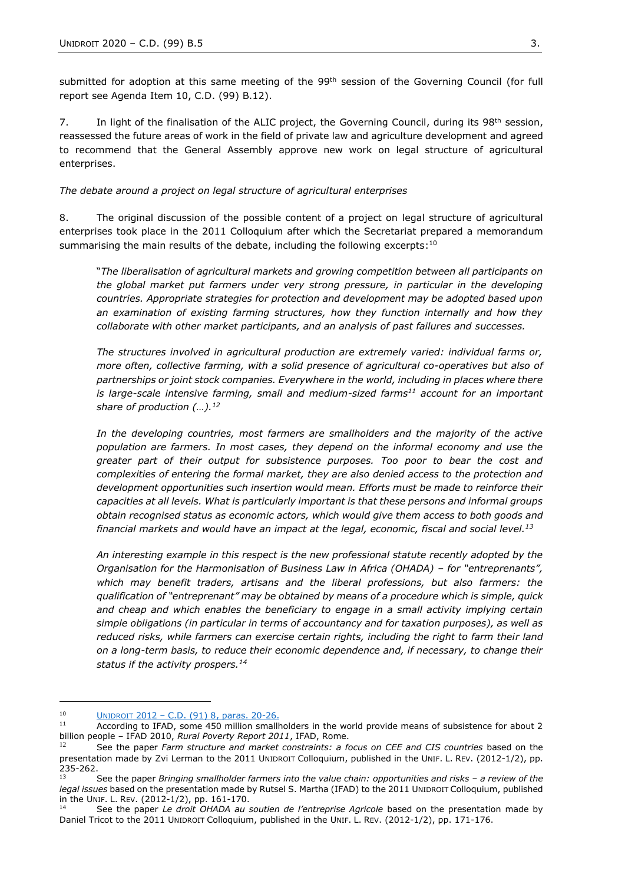submitted for adoption at this same meeting of the 99th session of the Governing Council (for full report see Agenda Item 10, C.D. (99) B.12).

7. In light of the finalisation of the ALIC project, the Governing Council, during its 98th session, reassessed the future areas of work in the field of private law and agriculture development and agreed to recommend that the General Assembly approve new work on legal structure of agricultural enterprises.

*The debate around a project on legal structure of agricultural enterprises*

8. The original discussion of the possible content of a project on legal structure of agricultural enterprises took place in the 2011 Colloquium after which the Secretariat prepared a memorandum summarising the main results of the debate, including the following excerpts:[10]

> "*The liberalisation of agricultural markets and growing competition between all participants on the global market put farmers under very strong pressure, in particular in the developing countries. Appropriate strategies for protection and development may be adopted based upon an examination of existing farming structures, how they function internally and how they collaborate with other market participants, and an analysis of past failures and successes.*
>
> *The structures involved in agricultural production are extremely varied: individual farms or, more often, collective farming, with a solid presence of agricultural co-operatives but also of partnerships or joint stock companies. Everywhere in the world, including in places where there is large-scale intensive farming, small and medium-sized farms*[11] *account for an important share of production (…).*[12]
>
> *In the developing countries, most farmers are smallholders and the majority of the active population are farmers. In most cases, they depend on the informal economy and use the greater part of their output for subsistence purposes. Too poor to bear the cost and complexities of entering the formal market, they are also denied access to the protection and development opportunities such insertion would mean. Efforts must be made to reinforce their capacities at all levels. What is particularly important is that these persons and informal groups obtain recognised status as economic actors, which would give them access to both goods and financial markets and would have an impact at the legal, economic, fiscal and social level.*[13]
>
> *An interesting example in this respect is the new professional statute recently adopted by the Organisation for the Harmonisation of Business Law in Africa (OHADA) – for "entreprenants", which may benefit traders, artisans and the liberal professions, but also farmers: the qualification of "entreprenant" may be obtained by means of a procedure which is simple, quick and cheap and which enables the beneficiary to engage in a small activity implying certain simple obligations (in particular in terms of accountancy and for taxation purposes), as well as reduced risks, while farmers can exercise certain rights, including the right to farm their land on a long-term basis, to reduce their economic dependence and, if necessary, to change their status if the activity prospers.*[14]

---

[10] UNIDROIT 2012 – C.D. (91) 8, paras. 20-26.

[11] According to IFAD, some 450 million smallholders in the world provide means of subsistence for about 2 billion people – IFAD 2010, *Rural Poverty Report 2011*, IFAD, Rome.

[12] See the paper *Farm structure and market constraints: a focus on CEE and CIS countries* based on the presentation made by Zvi Lerman to the 2011 UNIDROIT Colloquium, published in the UNIF. L. REV. (2012-1/2), pp. 235-262.

[13] See the paper *Bringing smallholder farmers into the value chain: opportunities and risks – a review of the legal issues* based on the presentation made by Rutsel S. Martha (IFAD) to the 2011 UNIDROIT Colloquium, published in the UNIF. L. REV. (2012-1/2), pp. 161-170.

[14] See the paper *Le droit OHADA au soutien de l'entreprise Agricole* based on the presentation made by Daniel Tricot to the 2011 UNIDROIT Colloquium, published in the UNIF. L. REV. (2012-1/2), pp. 171-176.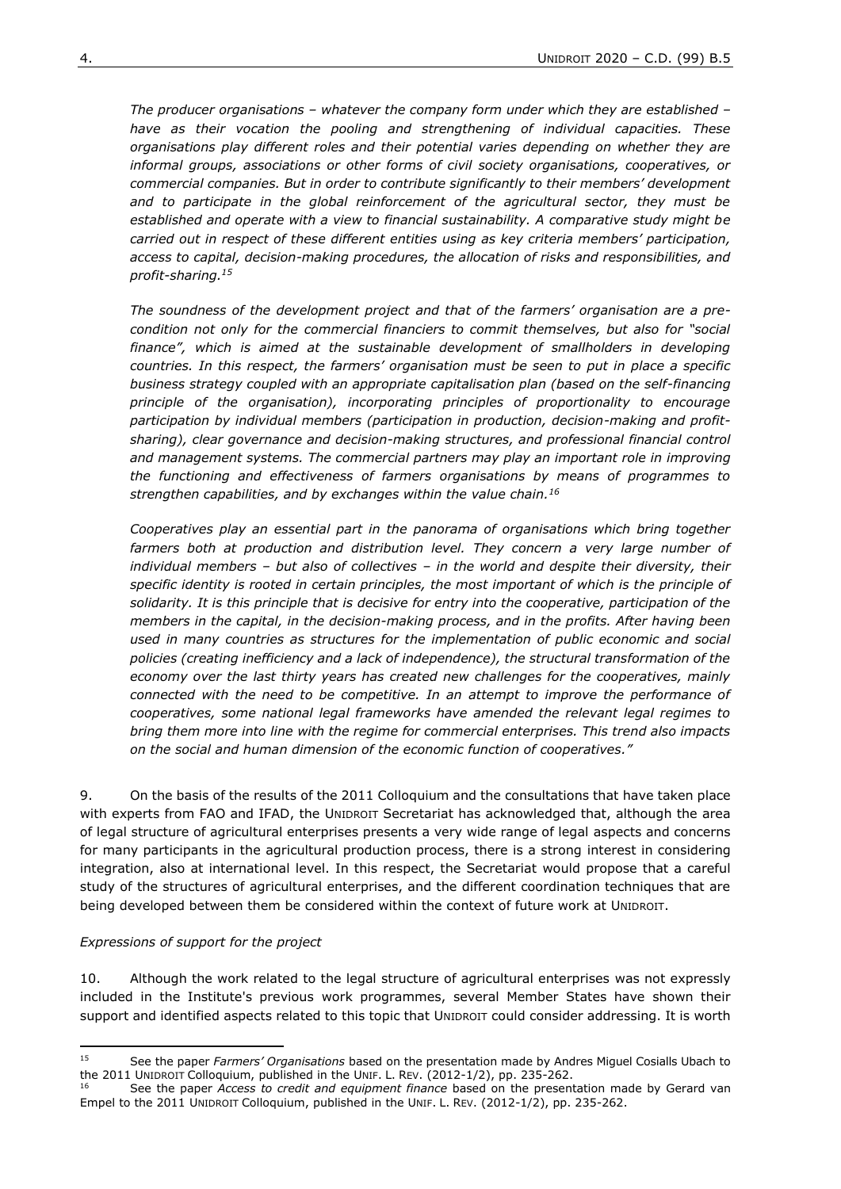*The producer organisations – whatever the company form under which they are established – have as their vocation the pooling and strengthening of individual capacities. These organisations play different roles and their potential varies depending on whether they are informal groups, associations or other forms of civil society organisations, cooperatives, or commercial companies. But in order to contribute significantly to their members' development and to participate in the global reinforcement of the agricultural sector, they must be established and operate with a view to financial sustainability. A comparative study might be carried out in respect of these different entities using as key criteria members' participation, access to capital, decision-making procedures, the allocation of risks and responsibilities, and profit-sharing.*[15]

*The soundness of the development project and that of the farmers' organisation are a pre-condition not only for the commercial financiers to commit themselves, but also for "social finance", which is aimed at the sustainable development of smallholders in developing countries. In this respect, the farmers' organisation must be seen to put in place a specific business strategy coupled with an appropriate capitalisation plan (based on the self-financing principle of the organisation), incorporating principles of proportionality to encourage participation by individual members (participation in production, decision-making and profit-sharing), clear governance and decision-making structures, and professional financial control and management systems. The commercial partners may play an important role in improving the functioning and effectiveness of farmers organisations by means of programmes to strengthen capabilities, and by exchanges within the value chain.*[16]

*Cooperatives play an essential part in the panorama of organisations which bring together farmers both at production and distribution level. They concern a very large number of individual members – but also of collectives – in the world and despite their diversity, their specific identity is rooted in certain principles, the most important of which is the principle of solidarity. It is this principle that is decisive for entry into the cooperative, participation of the members in the capital, in the decision-making process, and in the profits. After having been used in many countries as structures for the implementation of public economic and social policies (creating inefficiency and a lack of independence), the structural transformation of the economy over the last thirty years has created new challenges for the cooperatives, mainly connected with the need to be competitive. In an attempt to improve the performance of cooperatives, some national legal frameworks have amended the relevant legal regimes to bring them more into line with the regime for commercial enterprises. This trend also impacts on the social and human dimension of the economic function of cooperatives."*

9. On the basis of the results of the 2011 Colloquium and the consultations that have taken place with experts from FAO and IFAD, the UNIDROIT Secretariat has acknowledged that, although the area of legal structure of agricultural enterprises presents a very wide range of legal aspects and concerns for many participants in the agricultural production process, there is a strong interest in considering integration, also at international level. In this respect, the Secretariat would propose that a careful study of the structures of agricultural enterprises, and the different coordination techniques that are being developed between them be considered within the context of future work at UNIDROIT.

*Expressions of support for the project*

10. Although the work related to the legal structure of agricultural enterprises was not expressly included in the Institute's previous work programmes, several Member States have shown their support and identified aspects related to this topic that UNIDROIT could consider addressing. It is worth

---

[15] See the paper *Farmers' Organisations* based on the presentation made by Andres Miguel Cosialls Ubach to the 2011 UNIDROIT Colloquium, published in the UNIF. L. REV. (2012-1/2), pp. 235-262.

[16] See the paper *Access to credit and equipment finance* based on the presentation made by Gerard van Empel to the 2011 UNIDROIT Colloquium, published in the UNIF. L. REV. (2012-1/2), pp. 235-262.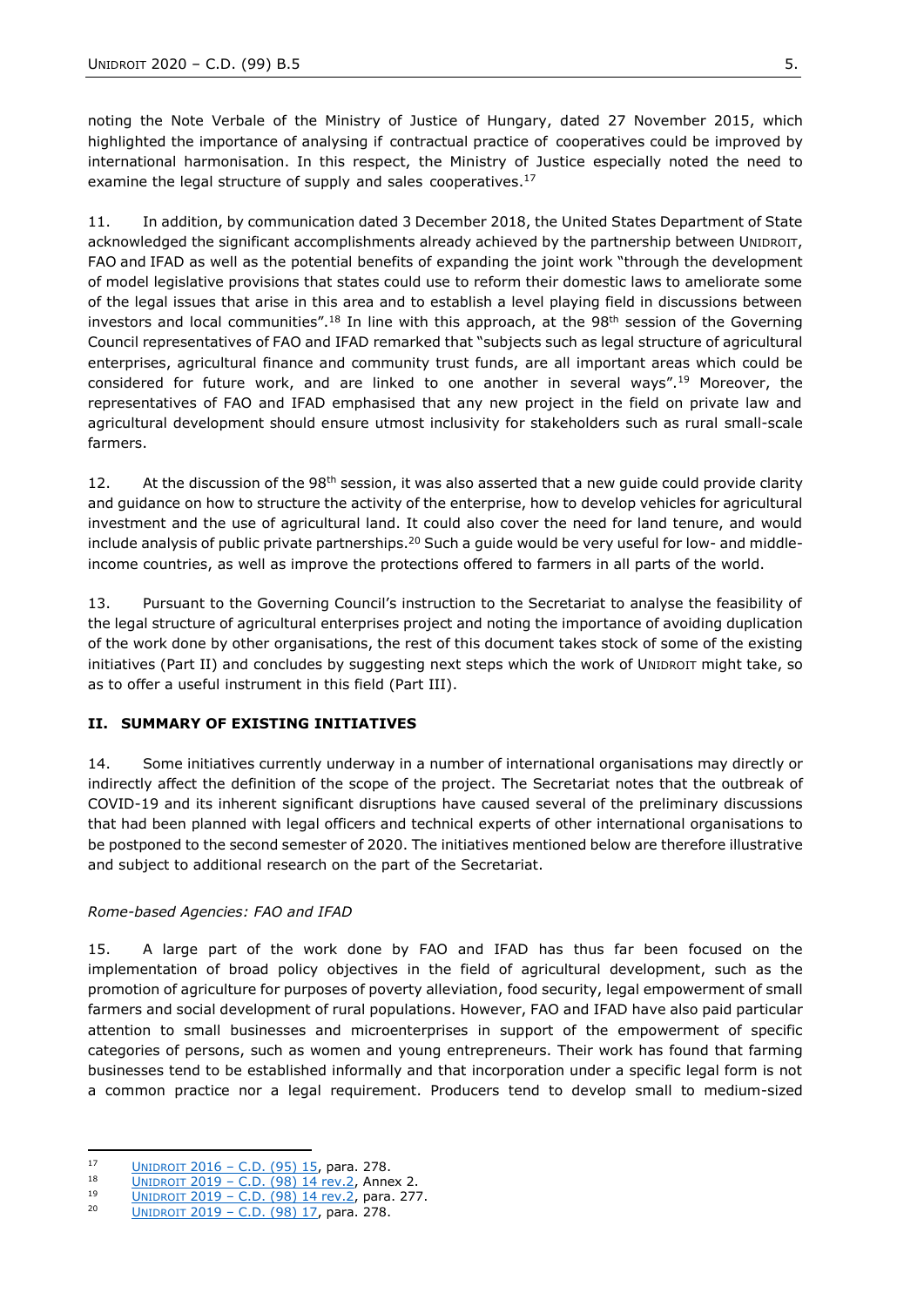noting the Note Verbale of the Ministry of Justice of Hungary, dated 27 November 2015, which highlighted the importance of analysing if contractual practice of cooperatives could be improved by international harmonisation. In this respect, the Ministry of Justice especially noted the need to examine the legal structure of supply and sales cooperatives.[17]

11. In addition, by communication dated 3 December 2018, the United States Department of State acknowledged the significant accomplishments already achieved by the partnership between UNIDROIT, FAO and IFAD as well as the potential benefits of expanding the joint work "through the development of model legislative provisions that states could use to reform their domestic laws to ameliorate some of the legal issues that arise in this area and to establish a level playing field in discussions between investors and local communities".[18] In line with this approach, at the 98th session of the Governing Council representatives of FAO and IFAD remarked that "subjects such as legal structure of agricultural enterprises, agricultural finance and community trust funds, are all important areas which could be considered for future work, and are linked to one another in several ways".[19] Moreover, the representatives of FAO and IFAD emphasised that any new project in the field on private law and agricultural development should ensure utmost inclusivity for stakeholders such as rural small-scale farmers.

12. At the discussion of the 98th session, it was also asserted that a new guide could provide clarity and guidance on how to structure the activity of the enterprise, how to develop vehicles for agricultural investment and the use of agricultural land. It could also cover the need for land tenure, and would include analysis of public private partnerships.[20] Such a guide would be very useful for low- and middle-income countries, as well as improve the protections offered to farmers in all parts of the world.

13. Pursuant to the Governing Council's instruction to the Secretariat to analyse the feasibility of the legal structure of agricultural enterprises project and noting the importance of avoiding duplication of the work done by other organisations, the rest of this document takes stock of some of the existing initiatives (Part II) and concludes by suggesting next steps which the work of UNIDROIT might take, so as to offer a useful instrument in this field (Part III).

## II. SUMMARY OF EXISTING INITIATIVES

14. Some initiatives currently underway in a number of international organisations may directly or indirectly affect the definition of the scope of the project. The Secretariat notes that the outbreak of COVID-19 and its inherent significant disruptions have caused several of the preliminary discussions that had been planned with legal officers and technical experts of other international organisations to be postponed to the second semester of 2020. The initiatives mentioned below are therefore illustrative and subject to additional research on the part of the Secretariat.

*Rome-based Agencies: FAO and IFAD*

15. A large part of the work done by FAO and IFAD has thus far been focused on the implementation of broad policy objectives in the field of agricultural development, such as the promotion of agriculture for purposes of poverty alleviation, food security, legal empowerment of small farmers and social development of rural populations. However, FAO and IFAD have also paid particular attention to small businesses and microenterprises in support of the empowerment of specific categories of persons, such as women and young entrepreneurs. Their work has found that farming businesses tend to be established informally and that incorporation under a specific legal form is not a common practice nor a legal requirement. Producers tend to develop small to medium-sized

---

[17] UNIDROIT 2016 – C.D. (95) 15, para. 278.

[18] UNIDROIT 2019 – C.D. (98) 14 rev.2, Annex 2.

[19] UNIDROIT 2019 – C.D. (98) 14 rev.2, para. 277.

[20] UNIDROIT 2019 – C.D. (98) 17, para. 278.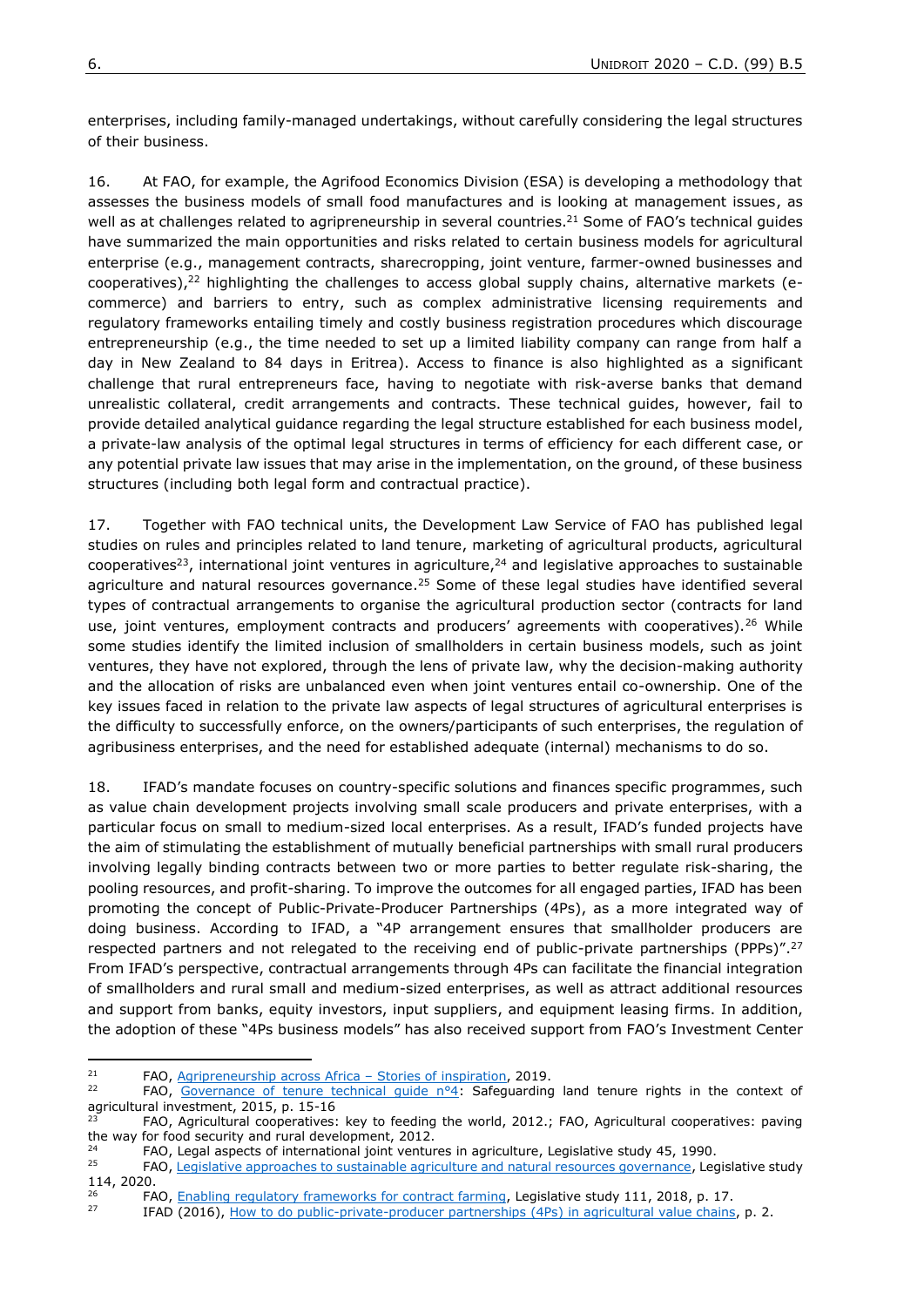enterprises, including family-managed undertakings, without carefully considering the legal structures of their business.

16. At FAO, for example, the Agrifood Economics Division (ESA) is developing a methodology that assesses the business models of small food manufactures and is looking at management issues, as well as at challenges related to agripreneurship in several countries.[21] Some of FAO's technical guides have summarized the main opportunities and risks related to certain business models for agricultural enterprise (e.g., management contracts, sharecropping, joint venture, farmer-owned businesses and cooperatives),[22] highlighting the challenges to access global supply chains, alternative markets (e-commerce) and barriers to entry, such as complex administrative licensing requirements and regulatory frameworks entailing timely and costly business registration procedures which discourage entrepreneurship (e.g., the time needed to set up a limited liability company can range from half a day in New Zealand to 84 days in Eritrea). Access to finance is also highlighted as a significant challenge that rural entrepreneurs face, having to negotiate with risk-averse banks that demand unrealistic collateral, credit arrangements and contracts. These technical guides, however, fail to provide detailed analytical guidance regarding the legal structure established for each business model, a private-law analysis of the optimal legal structures in terms of efficiency for each different case, or any potential private law issues that may arise in the implementation, on the ground, of these business structures (including both legal form and contractual practice).

17. Together with FAO technical units, the Development Law Service of FAO has published legal studies on rules and principles related to land tenure, marketing of agricultural products, agricultural cooperatives[23], international joint ventures in agriculture,[24] and legislative approaches to sustainable agriculture and natural resources governance.[25] Some of these legal studies have identified several types of contractual arrangements to organise the agricultural production sector (contracts for land use, joint ventures, employment contracts and producers' agreements with cooperatives).[26] While some studies identify the limited inclusion of smallholders in certain business models, such as joint ventures, they have not explored, through the lens of private law, why the decision-making authority and the allocation of risks are unbalanced even when joint ventures entail co-ownership. One of the key issues faced in relation to the private law aspects of legal structures of agricultural enterprises is the difficulty to successfully enforce, on the owners/participants of such enterprises, the regulation of agribusiness enterprises, and the need for established adequate (internal) mechanisms to do so.

18. IFAD's mandate focuses on country-specific solutions and finances specific programmes, such as value chain development projects involving small scale producers and private enterprises, with a particular focus on small to medium-sized local enterprises. As a result, IFAD's funded projects have the aim of stimulating the establishment of mutually beneficial partnerships with small rural producers involving legally binding contracts between two or more parties to better regulate risk-sharing, the pooling resources, and profit-sharing. To improve the outcomes for all engaged parties, IFAD has been promoting the concept of Public-Private-Producer Partnerships (4Ps), as a more integrated way of doing business. According to IFAD, a "4P arrangement ensures that smallholder producers are respected partners and not relegated to the receiving end of public-private partnerships (PPPs)".[27] From IFAD's perspective, contractual arrangements through 4Ps can facilitate the financial integration of smallholders and rural small and medium-sized enterprises, as well as attract additional resources and support from banks, equity investors, input suppliers, and equipment leasing firms. In addition, the adoption of these "4Ps business models" has also received support from FAO's Investment Center

---

[21] FAO, Agripreneurship across Africa – Stories of inspiration, 2019.

[22] FAO, Governance of tenure technical guide n°4: Safeguarding land tenure rights in the context of agricultural investment, 2015, p. 15-16

[23] FAO, Agricultural cooperatives: key to feeding the world, 2012.; FAO, Agricultural cooperatives: paving the way for food security and rural development, 2012.

[24] FAO, Legal aspects of international joint ventures in agriculture, Legislative study 45, 1990.

[25] FAO, Legislative approaches to sustainable agriculture and natural resources governance, Legislative study 114, 2020.

[26] FAO, Enabling regulatory frameworks for contract farming, Legislative study 111, 2018, p. 17.

[27] IFAD (2016), How to do public-private-producer partnerships (4Ps) in agricultural value chains, p. 2.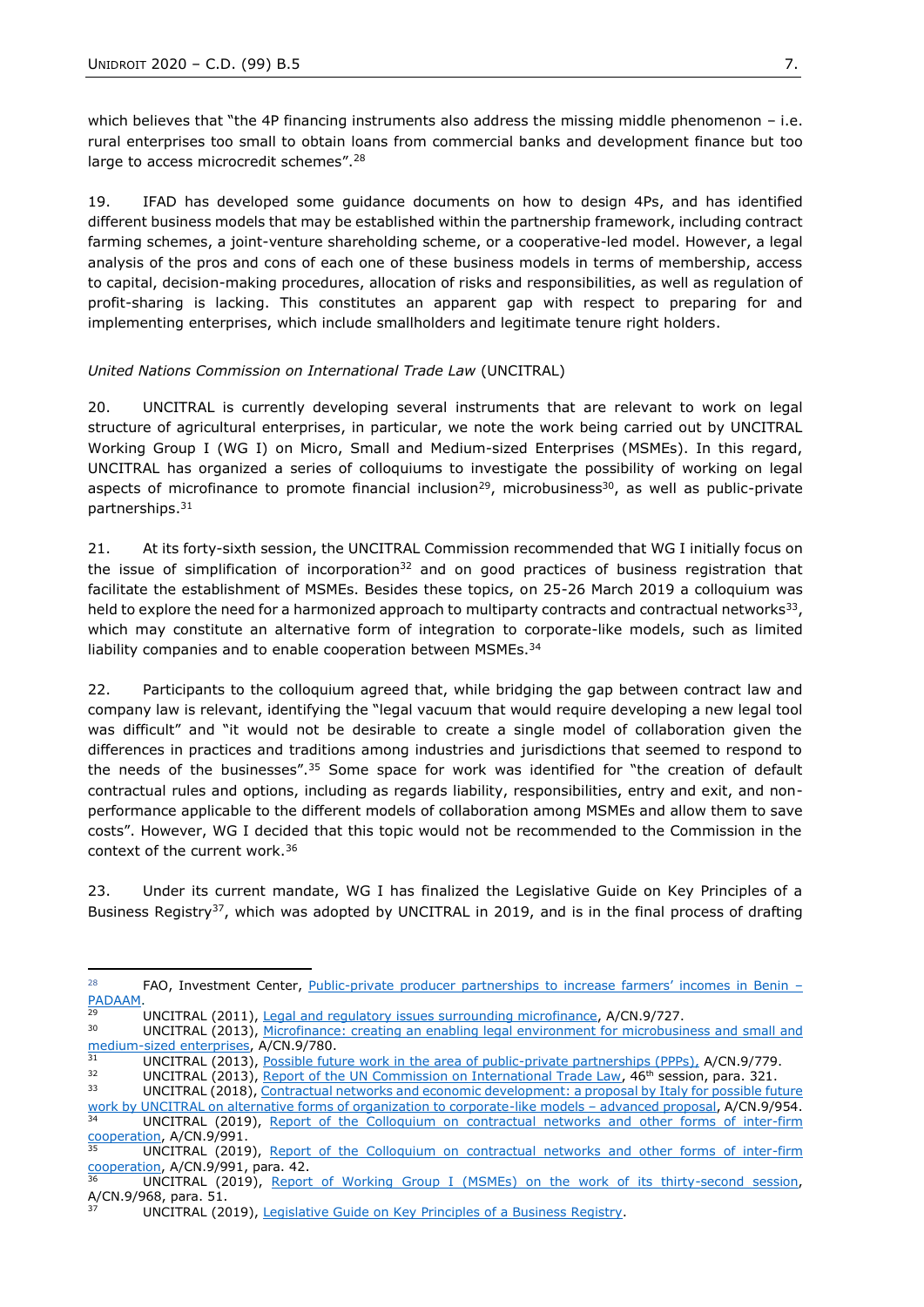which believes that "the 4P financing instruments also address the missing middle phenomenon – i.e. rural enterprises too small to obtain loans from commercial banks and development finance but too large to access microcredit schemes".[28]

19. IFAD has developed some guidance documents on how to design 4Ps, and has identified different business models that may be established within the partnership framework, including contract farming schemes, a joint-venture shareholding scheme, or a cooperative-led model. However, a legal analysis of the pros and cons of each one of these business models in terms of membership, access to capital, decision-making procedures, allocation of risks and responsibilities, as well as regulation of profit-sharing is lacking. This constitutes an apparent gap with respect to preparing for and implementing enterprises, which include smallholders and legitimate tenure right holders.

*United Nations Commission on International Trade Law* (UNCITRAL)

20. UNCITRAL is currently developing several instruments that are relevant to work on legal structure of agricultural enterprises, in particular, we note the work being carried out by UNCITRAL Working Group I (WG I) on Micro, Small and Medium-sized Enterprises (MSMEs). In this regard, UNCITRAL has organized a series of colloquiums to investigate the possibility of working on legal aspects of microfinance to promote financial inclusion[29], microbusiness[30], as well as public-private partnerships.[31]

21. At its forty-sixth session, the UNCITRAL Commission recommended that WG I initially focus on the issue of simplification of incorporation[32] and on good practices of business registration that facilitate the establishment of MSMEs. Besides these topics, on 25-26 March 2019 a colloquium was held to explore the need for a harmonized approach to multiparty contracts and contractual networks[33], which may constitute an alternative form of integration to corporate-like models, such as limited liability companies and to enable cooperation between MSMEs.[34]

22. Participants to the colloquium agreed that, while bridging the gap between contract law and company law is relevant, identifying the "legal vacuum that would require developing a new legal tool was difficult" and "it would not be desirable to create a single model of collaboration given the differences in practices and traditions among industries and jurisdictions that seemed to respond to the needs of the businesses".[35] Some space for work was identified for "the creation of default contractual rules and options, including as regards liability, responsibilities, entry and exit, and non-performance applicable to the different models of collaboration among MSMEs and allow them to save costs". However, WG I decided that this topic would not be recommended to the Commission in the context of the current work.[36]

23. Under its current mandate, WG I has finalized the Legislative Guide on Key Principles of a Business Registry[37], which was adopted by UNCITRAL in 2019, and is in the final process of drafting

---

[28] FAO, Investment Center, Public-private producer partnerships to increase farmers' incomes in Benin – PADAAM.

[29] UNCITRAL (2011), Legal and regulatory issues surrounding microfinance, A/CN.9/727.

[30] UNCITRAL (2013), Microfinance: creating an enabling legal environment for microbusiness and small and medium-sized enterprises, A/CN.9/780.

[31] UNCITRAL (2013), Possible future work in the area of public-private partnerships (PPPs), A/CN.9/779.

[32] UNCITRAL (2013), Report of the UN Commission on International Trade Law, 46th session, para. 321.

[33] UNCITRAL (2018), Contractual networks and economic development: a proposal by Italy for possible future work by UNCITRAL on alternative forms of organization to corporate-like models – advanced proposal, A/CN.9/954.

[34] UNCITRAL (2019), Report of the Colloquium on contractual networks and other forms of inter-firm cooperation, A/CN.9/991.

[35] UNCITRAL (2019), Report of the Colloquium on contractual networks and other forms of inter-firm cooperation, A/CN.9/991, para. 42.

[36] UNCITRAL (2019), Report of Working Group I (MSMEs) on the work of its thirty-second session, A/CN.9/968, para. 51.

[37] UNCITRAL (2019), Legislative Guide on Key Principles of a Business Registry.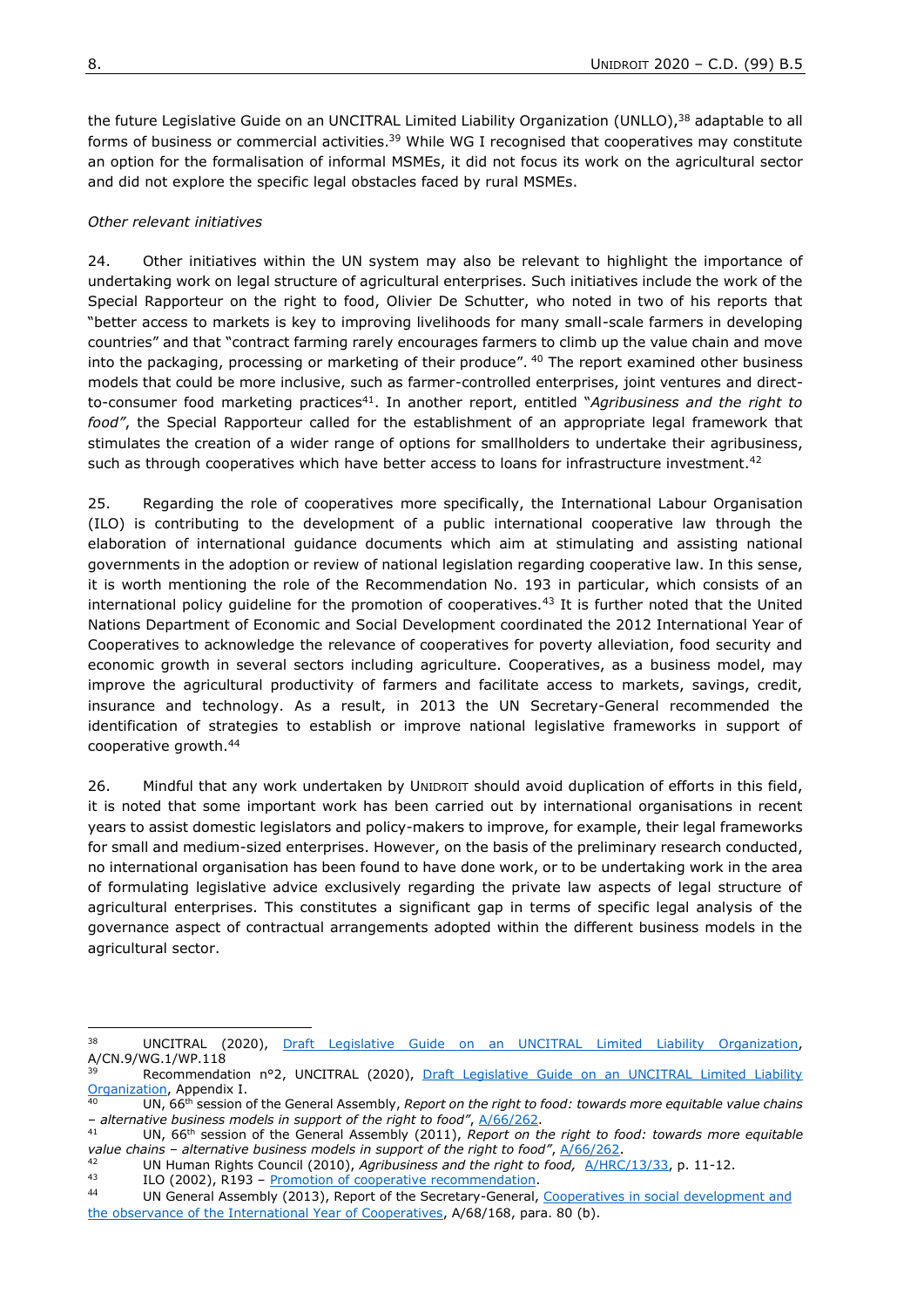the future Legislative Guide on an UNCITRAL Limited Liability Organization (UNLLO),[38] adaptable to all forms of business or commercial activities.[39] While WG I recognised that cooperatives may constitute an option for the formalisation of informal MSMEs, it did not focus its work on the agricultural sector and did not explore the specific legal obstacles faced by rural MSMEs.

*Other relevant initiatives*

24. Other initiatives within the UN system may also be relevant to highlight the importance of undertaking work on legal structure of agricultural enterprises. Such initiatives include the work of the Special Rapporteur on the right to food, Olivier De Schutter, who noted in two of his reports that "better access to markets is key to improving livelihoods for many small-scale farmers in developing countries" and that "contract farming rarely encourages farmers to climb up the value chain and move into the packaging, processing or marketing of their produce". [40] The report examined other business models that could be more inclusive, such as farmer-controlled enterprises, joint ventures and direct-to-consumer food marketing practices[41]. In another report, entitled "*Agribusiness and the right to food"*, the Special Rapporteur called for the establishment of an appropriate legal framework that stimulates the creation of a wider range of options for smallholders to undertake their agribusiness, such as through cooperatives which have better access to loans for infrastructure investment.[42]

25. Regarding the role of cooperatives more specifically, the International Labour Organisation (ILO) is contributing to the development of a public international cooperative law through the elaboration of international guidance documents which aim at stimulating and assisting national governments in the adoption or review of national legislation regarding cooperative law. In this sense, it is worth mentioning the role of the Recommendation No. 193 in particular, which consists of an international policy guideline for the promotion of cooperatives.[43] It is further noted that the United Nations Department of Economic and Social Development coordinated the 2012 International Year of Cooperatives to acknowledge the relevance of cooperatives for poverty alleviation, food security and economic growth in several sectors including agriculture. Cooperatives, as a business model, may improve the agricultural productivity of farmers and facilitate access to markets, savings, credit, insurance and technology. As a result, in 2013 the UN Secretary-General recommended the identification of strategies to establish or improve national legislative frameworks in support of cooperative growth.[44]

26. Mindful that any work undertaken by UNIDROIT should avoid duplication of efforts in this field, it is noted that some important work has been carried out by international organisations in recent years to assist domestic legislators and policy-makers to improve, for example, their legal frameworks for small and medium-sized enterprises. However, on the basis of the preliminary research conducted, no international organisation has been found to have done work, or to be undertaking work in the area of formulating legislative advice exclusively regarding the private law aspects of legal structure of agricultural enterprises. This constitutes a significant gap in terms of specific legal analysis of the governance aspect of contractual arrangements adopted within the different business models in the agricultural sector.

---

[38] UNCITRAL (2020), Draft Legislative Guide on an UNCITRAL Limited Liability Organization, A/CN.9/WG.1/WP.118

[39] Recommendation n°2, UNCITRAL (2020), Draft Legislative Guide on an UNCITRAL Limited Liability Organization, Appendix I.

[40] UN, 66th session of the General Assembly, *Report on the right to food: towards more equitable value chains – alternative business models in support of the right to food"*, A/66/262.

[41] UN, 66th session of the General Assembly (2011), *Report on the right to food: towards more equitable value chains – alternative business models in support of the right to food"*, A/66/262.

[42] UN Human Rights Council (2010), *Agribusiness and the right to food,* A/HRC/13/33, p. 11-12.

[43] ILO (2002), R193 – Promotion of cooperative recommendation.

[44] UN General Assembly (2013), Report of the Secretary-General, Cooperatives in social development and the observance of the International Year of Cooperatives, A/68/168, para. 80 (b).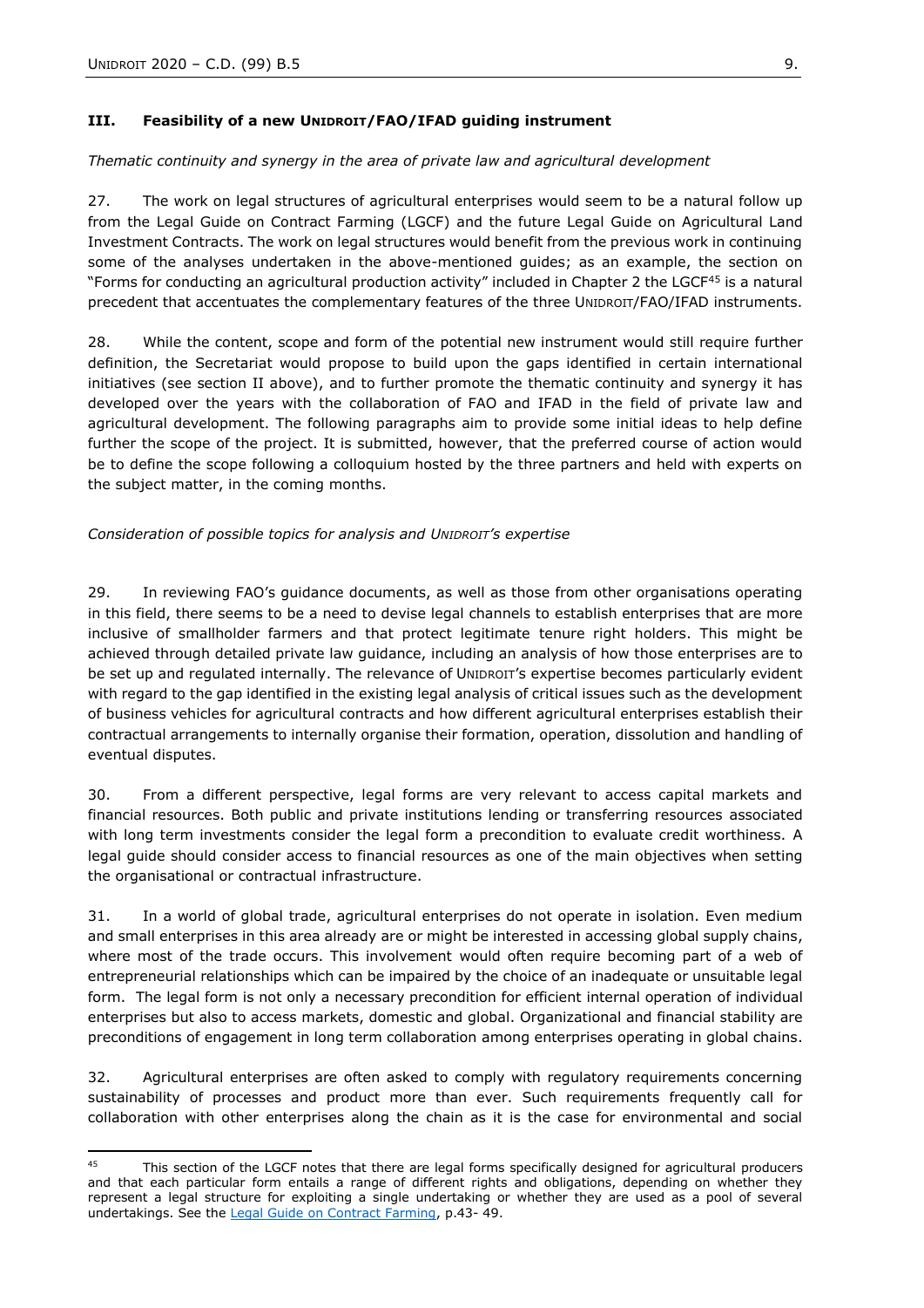## III. Feasibility of a new UNIDROIT/FAO/IFAD guiding instrument

*Thematic continuity and synergy in the area of private law and agricultural development*

27. The work on legal structures of agricultural enterprises would seem to be a natural follow up from the Legal Guide on Contract Farming (LGCF) and the future Legal Guide on Agricultural Land Investment Contracts. The work on legal structures would benefit from the previous work in continuing some of the analyses undertaken in the above-mentioned guides; as an example, the section on "Forms for conducting an agricultural production activity" included in Chapter 2 the LGCF[45] is a natural precedent that accentuates the complementary features of the three UNIDROIT/FAO/IFAD instruments.

28. While the content, scope and form of the potential new instrument would still require further definition, the Secretariat would propose to build upon the gaps identified in certain international initiatives (see section II above), and to further promote the thematic continuity and synergy it has developed over the years with the collaboration of FAO and IFAD in the field of private law and agricultural development. The following paragraphs aim to provide some initial ideas to help define further the scope of the project. It is submitted, however, that the preferred course of action would be to define the scope following a colloquium hosted by the three partners and held with experts on the subject matter, in the coming months.

*Consideration of possible topics for analysis and UNIDROIT's expertise*

29. In reviewing FAO's guidance documents, as well as those from other organisations operating in this field, there seems to be a need to devise legal channels to establish enterprises that are more inclusive of smallholder farmers and that protect legitimate tenure right holders. This might be achieved through detailed private law guidance, including an analysis of how those enterprises are to be set up and regulated internally. The relevance of UNIDROIT's expertise becomes particularly evident with regard to the gap identified in the existing legal analysis of critical issues such as the development of business vehicles for agricultural contracts and how different agricultural enterprises establish their contractual arrangements to internally organise their formation, operation, dissolution and handling of eventual disputes.

30. From a different perspective, legal forms are very relevant to access capital markets and financial resources. Both public and private institutions lending or transferring resources associated with long term investments consider the legal form a precondition to evaluate credit worthiness. A legal guide should consider access to financial resources as one of the main objectives when setting the organisational or contractual infrastructure.

31. In a world of global trade, agricultural enterprises do not operate in isolation. Even medium and small enterprises in this area already are or might be interested in accessing global supply chains, where most of the trade occurs. This involvement would often require becoming part of a web of entrepreneurial relationships which can be impaired by the choice of an inadequate or unsuitable legal form. The legal form is not only a necessary precondition for efficient internal operation of individual enterprises but also to access markets, domestic and global. Organizational and financial stability are preconditions of engagement in long term collaboration among enterprises operating in global chains.

32. Agricultural enterprises are often asked to comply with regulatory requirements concerning sustainability of processes and product more than ever. Such requirements frequently call for collaboration with other enterprises along the chain as it is the case for environmental and social

---

[45] This section of the LGCF notes that there are legal forms specifically designed for agricultural producers and that each particular form entails a range of different rights and obligations, depending on whether they represent a legal structure for exploiting a single undertaking or whether they are used as a pool of several undertakings. See the Legal Guide on Contract Farming, p.43- 49.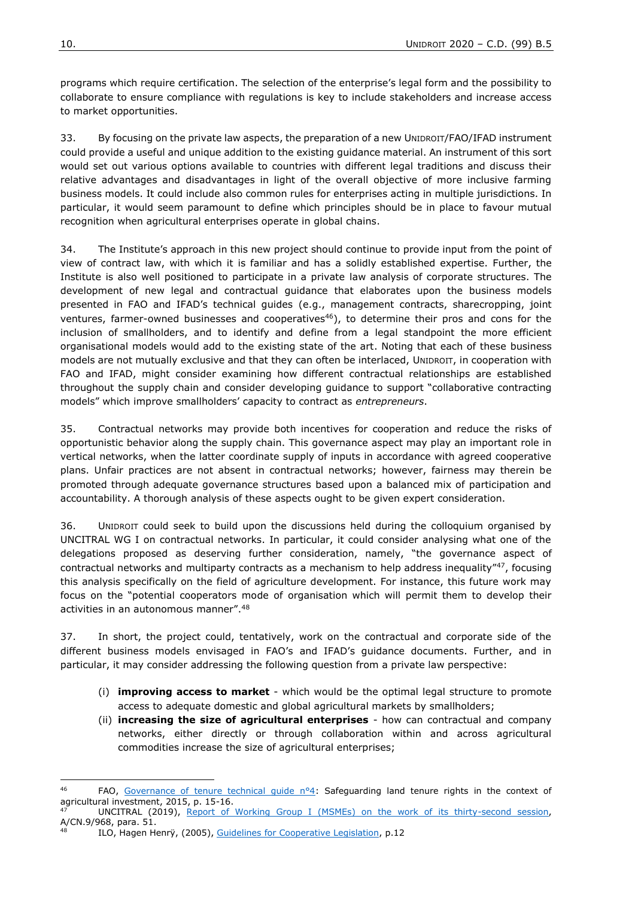programs which require certification. The selection of the enterprise's legal form and the possibility to collaborate to ensure compliance with regulations is key to include stakeholders and increase access to market opportunities.

33. By focusing on the private law aspects, the preparation of a new UNIDROIT/FAO/IFAD instrument could provide a useful and unique addition to the existing guidance material. An instrument of this sort would set out various options available to countries with different legal traditions and discuss their relative advantages and disadvantages in light of the overall objective of more inclusive farming business models. It could include also common rules for enterprises acting in multiple jurisdictions. In particular, it would seem paramount to define which principles should be in place to favour mutual recognition when agricultural enterprises operate in global chains.

34. The Institute's approach in this new project should continue to provide input from the point of view of contract law, with which it is familiar and has a solidly established expertise. Further, the Institute is also well positioned to participate in a private law analysis of corporate structures. The development of new legal and contractual guidance that elaborates upon the business models presented in FAO and IFAD's technical guides (e.g., management contracts, sharecropping, joint ventures, farmer-owned businesses and cooperatives[46]), to determine their pros and cons for the inclusion of smallholders, and to identify and define from a legal standpoint the more efficient organisational models would add to the existing state of the art. Noting that each of these business models are not mutually exclusive and that they can often be interlaced, UNIDROIT, in cooperation with FAO and IFAD, might consider examining how different contractual relationships are established throughout the supply chain and consider developing guidance to support "collaborative contracting models" which improve smallholders' capacity to contract as *entrepreneurs*.

35. Contractual networks may provide both incentives for cooperation and reduce the risks of opportunistic behavior along the supply chain. This governance aspect may play an important role in vertical networks, when the latter coordinate supply of inputs in accordance with agreed cooperative plans. Unfair practices are not absent in contractual networks; however, fairness may therein be promoted through adequate governance structures based upon a balanced mix of participation and accountability. A thorough analysis of these aspects ought to be given expert consideration.

36. UNIDROIT could seek to build upon the discussions held during the colloquium organised by UNCITRAL WG I on contractual networks. In particular, it could consider analysing what one of the delegations proposed as deserving further consideration, namely, "the governance aspect of contractual networks and multiparty contracts as a mechanism to help address inequality"[47], focusing this analysis specifically on the field of agriculture development. For instance, this future work may focus on the "potential cooperators mode of organisation which will permit them to develop their activities in an autonomous manner".[48]

37. In short, the project could, tentatively, work on the contractual and corporate side of the different business models envisaged in FAO's and IFAD's guidance documents. Further, and in particular, it may consider addressing the following question from a private law perspective:

(i) **improving access to market** - which would be the optimal legal structure to promote access to adequate domestic and global agricultural markets by smallholders;

(ii) **increasing the size of agricultural enterprises** - how can contractual and company networks, either directly or through collaboration within and across agricultural commodities increase the size of agricultural enterprises;

---

[46] FAO, Governance of tenure technical guide n°4: Safeguarding land tenure rights in the context of agricultural investment, 2015, p. 15-16.

[47] UNCITRAL (2019), Report of Working Group I (MSMEs) on the work of its thirty-second session, A/CN.9/968, para. 51.

[48] ILO, Hagen Henrÿ, (2005), Guidelines for Cooperative Legislation, p.12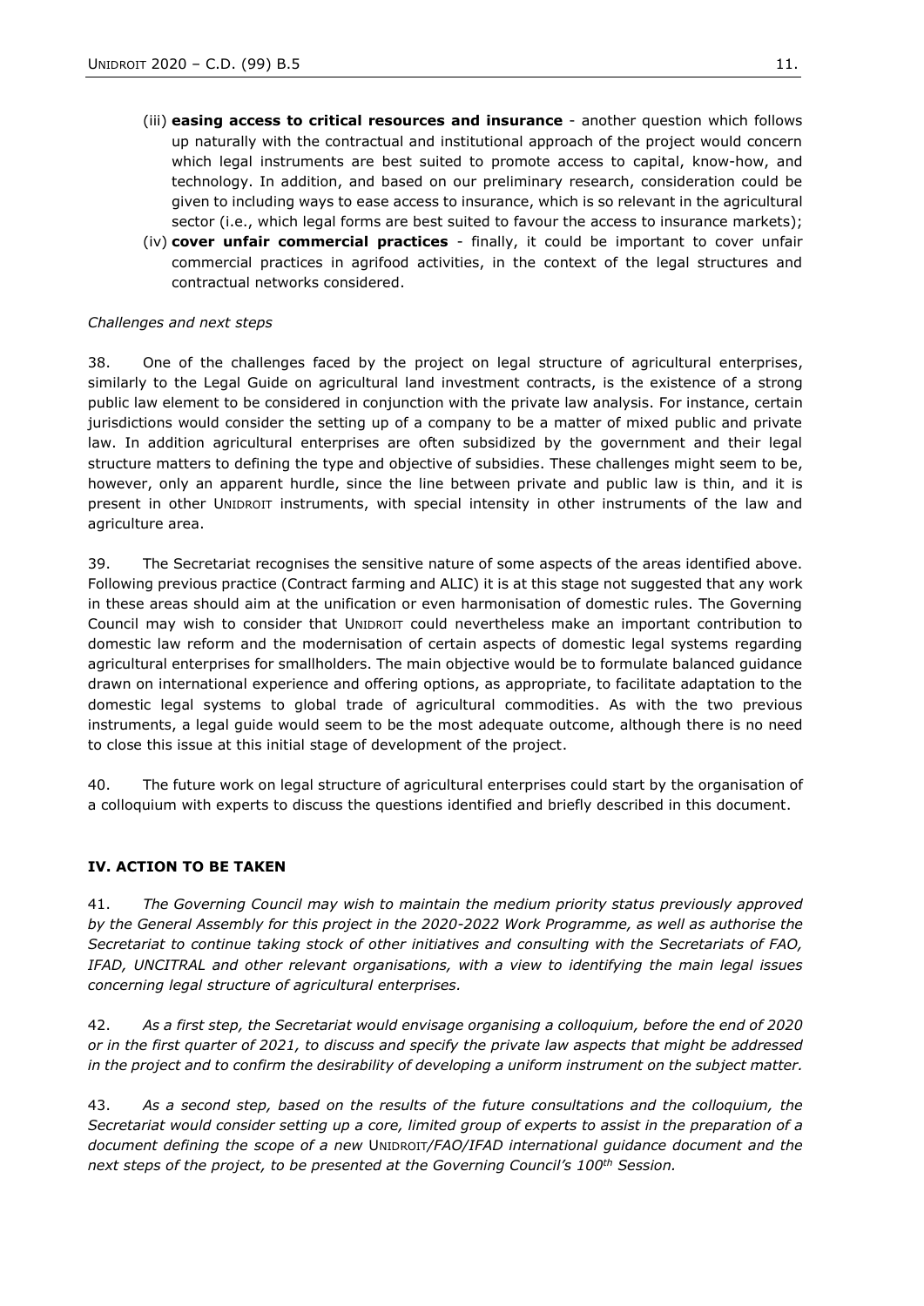(iii) **easing access to critical resources and insurance** - another question which follows up naturally with the contractual and institutional approach of the project would concern which legal instruments are best suited to promote access to capital, know-how, and technology. In addition, and based on our preliminary research, consideration could be given to including ways to ease access to insurance, which is so relevant in the agricultural sector (i.e., which legal forms are best suited to favour the access to insurance markets);

(iv) **cover unfair commercial practices** - finally, it could be important to cover unfair commercial practices in agrifood activities, in the context of the legal structures and contractual networks considered.

*Challenges and next steps*

38. One of the challenges faced by the project on legal structure of agricultural enterprises, similarly to the Legal Guide on agricultural land investment contracts, is the existence of a strong public law element to be considered in conjunction with the private law analysis. For instance, certain jurisdictions would consider the setting up of a company to be a matter of mixed public and private law. In addition agricultural enterprises are often subsidized by the government and their legal structure matters to defining the type and objective of subsidies. These challenges might seem to be, however, only an apparent hurdle, since the line between private and public law is thin, and it is present in other UNIDROIT instruments, with special intensity in other instruments of the law and agriculture area.

39. The Secretariat recognises the sensitive nature of some aspects of the areas identified above. Following previous practice (Contract farming and ALIC) it is at this stage not suggested that any work in these areas should aim at the unification or even harmonisation of domestic rules. The Governing Council may wish to consider that UNIDROIT could nevertheless make an important contribution to domestic law reform and the modernisation of certain aspects of domestic legal systems regarding agricultural enterprises for smallholders. The main objective would be to formulate balanced guidance drawn on international experience and offering options, as appropriate, to facilitate adaptation to the domestic legal systems to global trade of agricultural commodities. As with the two previous instruments, a legal guide would seem to be the most adequate outcome, although there is no need to close this issue at this initial stage of development of the project.

40. The future work on legal structure of agricultural enterprises could start by the organisation of a colloquium with experts to discuss the questions identified and briefly described in this document.

## IV. ACTION TO BE TAKEN

41. *The Governing Council may wish to maintain the medium priority status previously approved by the General Assembly for this project in the 2020-2022 Work Programme, as well as authorise the Secretariat to continue taking stock of other initiatives and consulting with the Secretariats of FAO, IFAD, UNCITRAL and other relevant organisations, with a view to identifying the main legal issues concerning legal structure of agricultural enterprises.*

42. *As a first step, the Secretariat would envisage organising a colloquium, before the end of 2020 or in the first quarter of 2021, to discuss and specify the private law aspects that might be addressed in the project and to confirm the desirability of developing a uniform instrument on the subject matter.*

43. *As a second step, based on the results of the future consultations and the colloquium, the Secretariat would consider setting up a core, limited group of experts to assist in the preparation of a document defining the scope of a new* UNIDROIT*/FAO/IFAD international guidance document and the next steps of the project, to be presented at the Governing Council's 100th Session.*